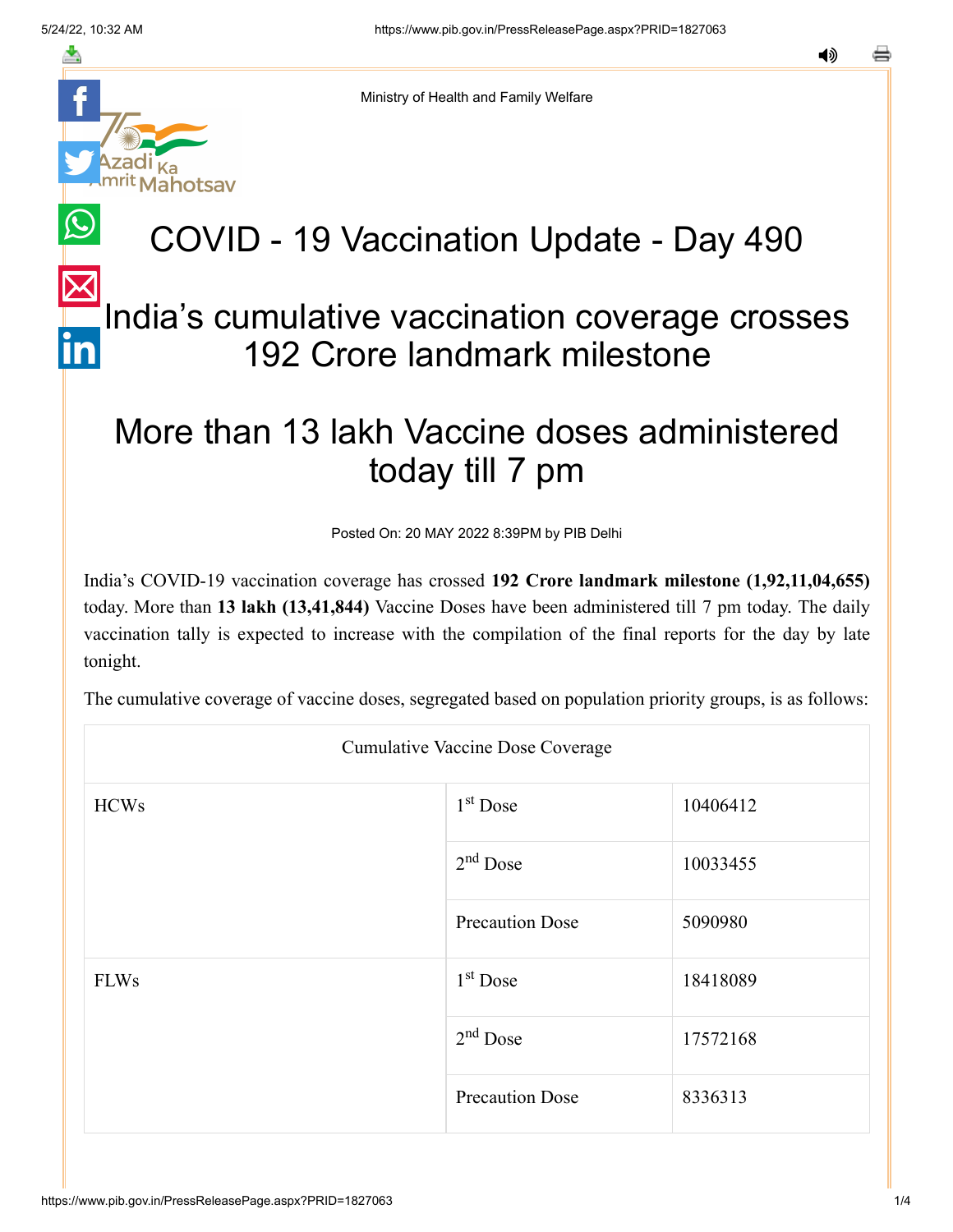Ministry of Health and Family Welfare

# COVID - 19 Vaccination Update - Day 490

## India's cumulative vaccination coverage crosses 192 Crore landmark milestone

## More than 13 lakh Vaccine doses administered today till 7 pm

Posted On: 20 MAY 2022 8:39PM by PIB Delhi

India's COVID-19 vaccination coverage has crossed **192 Crore landmark milestone (1,92,11,04,655)** today. More than **13 lakh (13,41,844)** Vaccine Doses have been administered till 7 pm today. The daily vaccination tally is expected to increase with the compilation of the final reports for the day by late tonight.

The cumulative coverage of vaccine doses, segregated based on population priority groups, is as follows:

| Cumulative Vaccine Dose Coverage | | |
|---|---|---|
| HCWs | 1st Dose | 10406412 |
| | 2nd Dose | 10033455 |
| | Precaution Dose | 5090980 |
| FLWs | 1st Dose | 18418089 |
| | 2nd Dose | 17572168 |
| | Precaution Dose | 8336313 |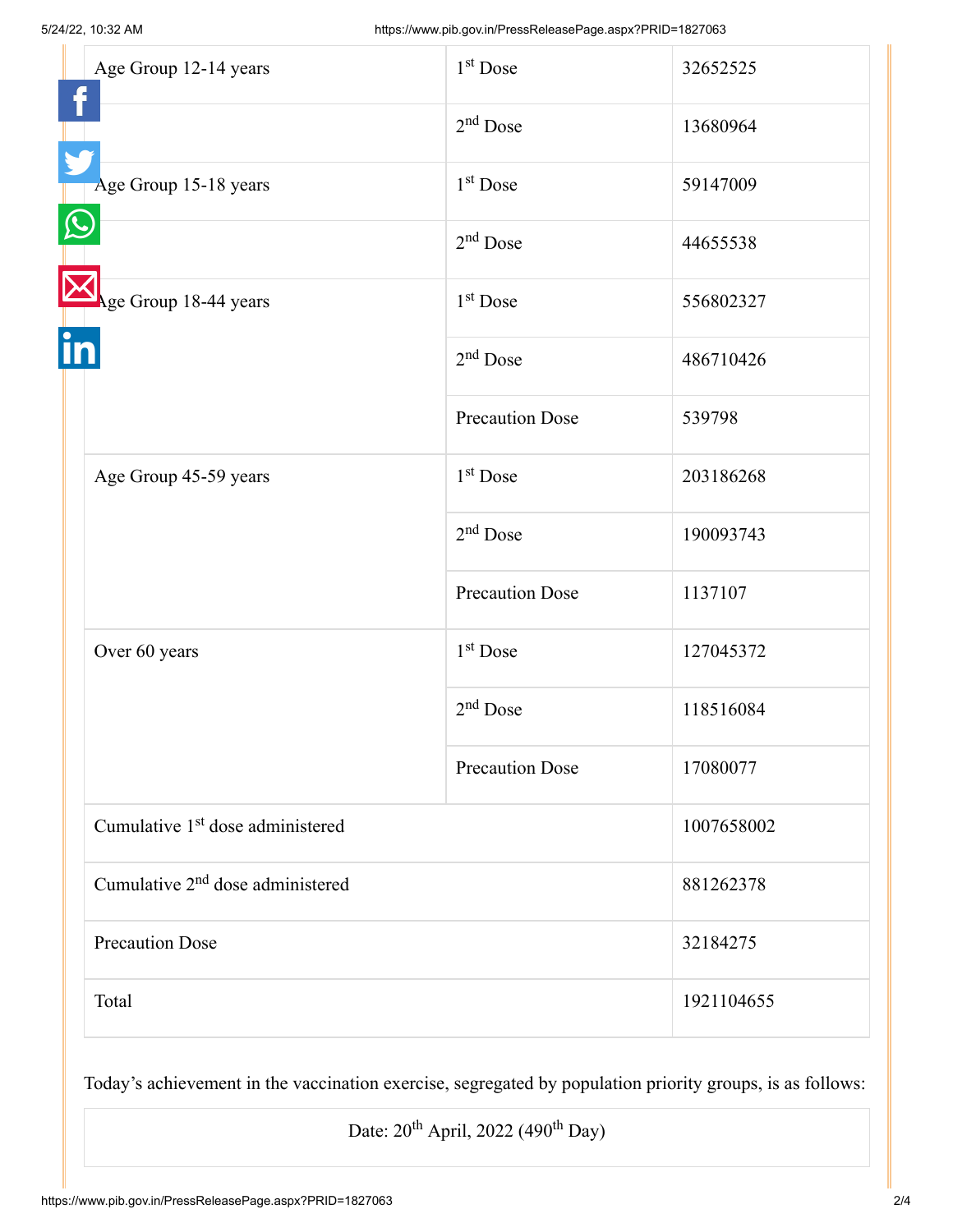| Age Group 12-14 years | 1st Dose | 32652525 |
|---|---|---|
| | 2nd Dose | 13680964 |
| Age Group 15-18 years | 1st Dose | 59147009 |
| | 2nd Dose | 44655538 |
| Age Group 18-44 years | 1st Dose | 556802327 |
| | 2nd Dose | 486710426 |
| | Precaution Dose | 539798 |
| Age Group 45-59 years | 1st Dose | 203186268 |
| | 2nd Dose | 190093743 |
| | Precaution Dose | 1137107 |
| Over 60 years | 1st Dose | 127045372 |
| | 2nd Dose | 118516084 |
| | Precaution Dose | 17080077 |
| Cumulative 1st dose administered | | 1007658002 |
| Cumulative 2nd dose administered | | 881262378 |
| Precaution Dose | | 32184275 |
| Total | | 1921104655 |

Today's achievement in the vaccination exercise, segregated by population priority groups, is as follows:

| Date: 20th April, 2022 (490th Day) |
|---|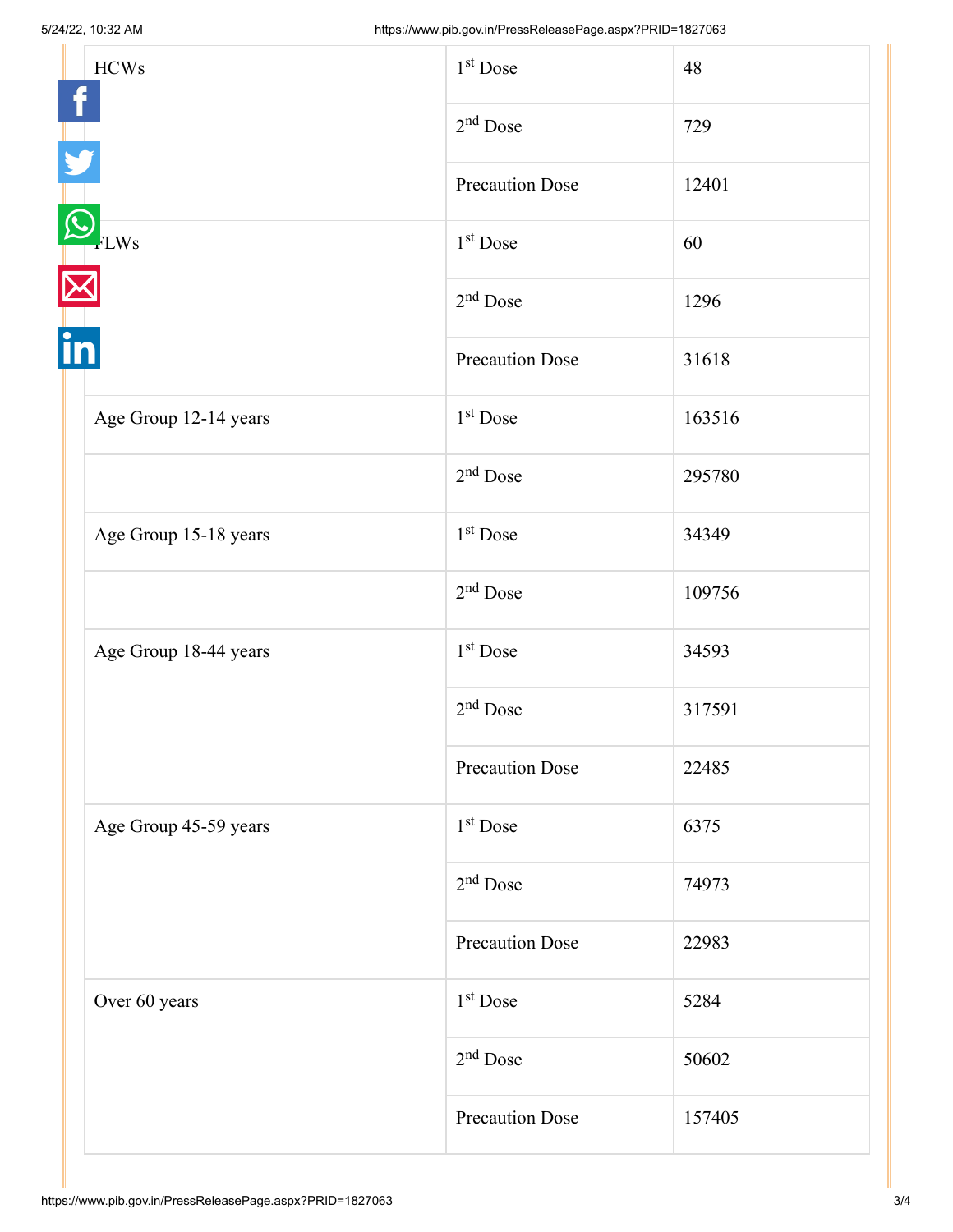| | | |
|---|---|---|
| HCWs | 1st Dose | 48 |
| | 2nd Dose | 729 |
| | Precaution Dose | 12401 |
| FLWs | 1st Dose | 60 |
| | 2nd Dose | 1296 |
| | Precaution Dose | 31618 |
| Age Group 12-14 years | 1st Dose | 163516 |
| | 2nd Dose | 295780 |
| Age Group 15-18 years | 1st Dose | 34349 |
| | 2nd Dose | 109756 |
| Age Group 18-44 years | 1st Dose | 34593 |
| | 2nd Dose | 317591 |
| | Precaution Dose | 22485 |
| Age Group 45-59 years | 1st Dose | 6375 |
| | 2nd Dose | 74973 |
| | Precaution Dose | 22983 |
| Over 60 years | 1st Dose | 5284 |
| | 2nd Dose | 50602 |
| | Precaution Dose | 157405 |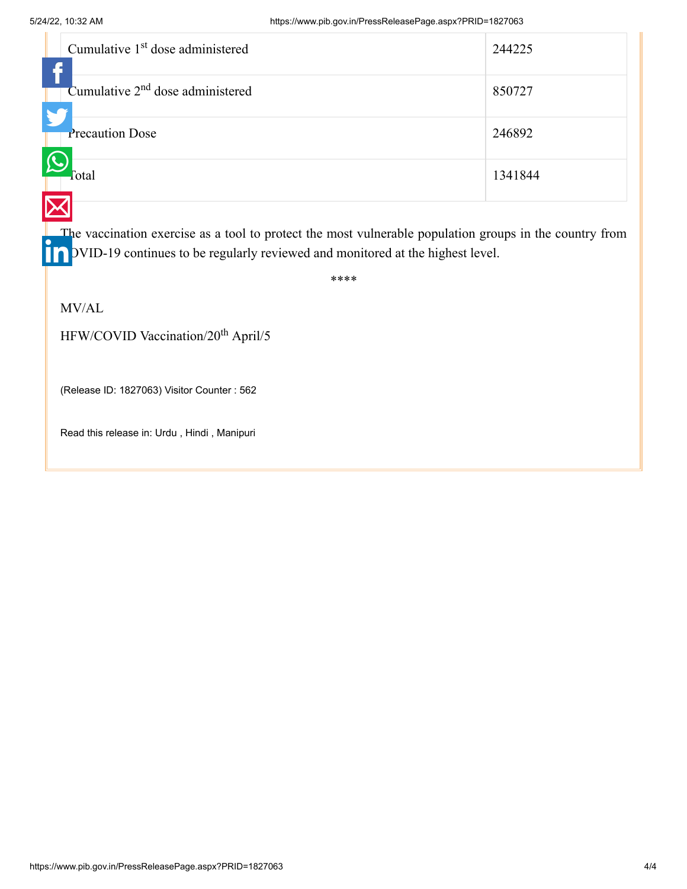| | |
|---|---|
| Cumulative 1st dose administered | 244225 |
| Cumulative 2nd dose administered | 850727 |
| Precaution Dose | 246892 |
| Total | 1341844 |

The vaccination exercise as a tool to protect the most vulnerable population groups in the country from COVID-19 continues to be regularly reviewed and monitored at the highest level.

****

MV/AL

HFW/COVID Vaccination/20th April/5

(Release ID: 1827063) Visitor Counter : 562

Read this release in: Urdu , Hindi , Manipuri